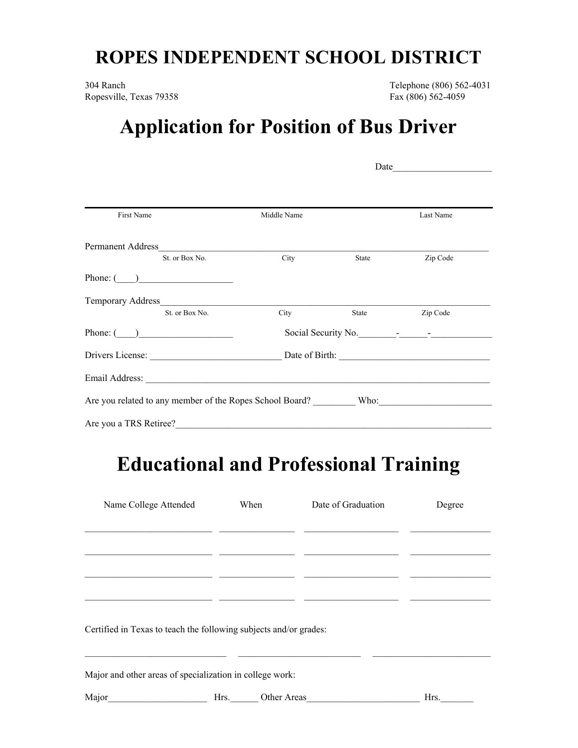# ROPES INDEPENDENT SCHOOL DISTRICT

304 Ranch
Ropesville, Texas 79358

Telephone (806) 562-4031
Fax (806) 562-4059

# Application for Position of Bus Driver

Date____________________

First Name    Middle Name    Last Name

Permanent Address_________________________________________________________________________
St. or Box No.    City    State    Zip Code

Phone: (____)___________________

Temporary Address_________________________________________________________________________
St. or Box No.    City    State    Zip Code

Phone: (____)___________________    Social Security No.________-______-_____________

Drivers License: ___________________________ Date of Birth: _______________________________

Email Address: ___________________________________________________________________________

Are you related to any member of the Ropes School Board? _________ Who:_______________________

Are you a TRS Retiree?____________________________________________________________________

# Educational and Professional Training

| Name College Attended | When | Date of Graduation | Degree |
|---|---|---|---|
| | | | |
| | | | |
| | | | |
| | | | |

Certified in Texas to teach the following subjects and/or grades:

_____________________________ _________________________ _________________________

Major and other areas of specialization in college work:

Major____________________ Hrs.______ Other Areas_______________________ Hrs._______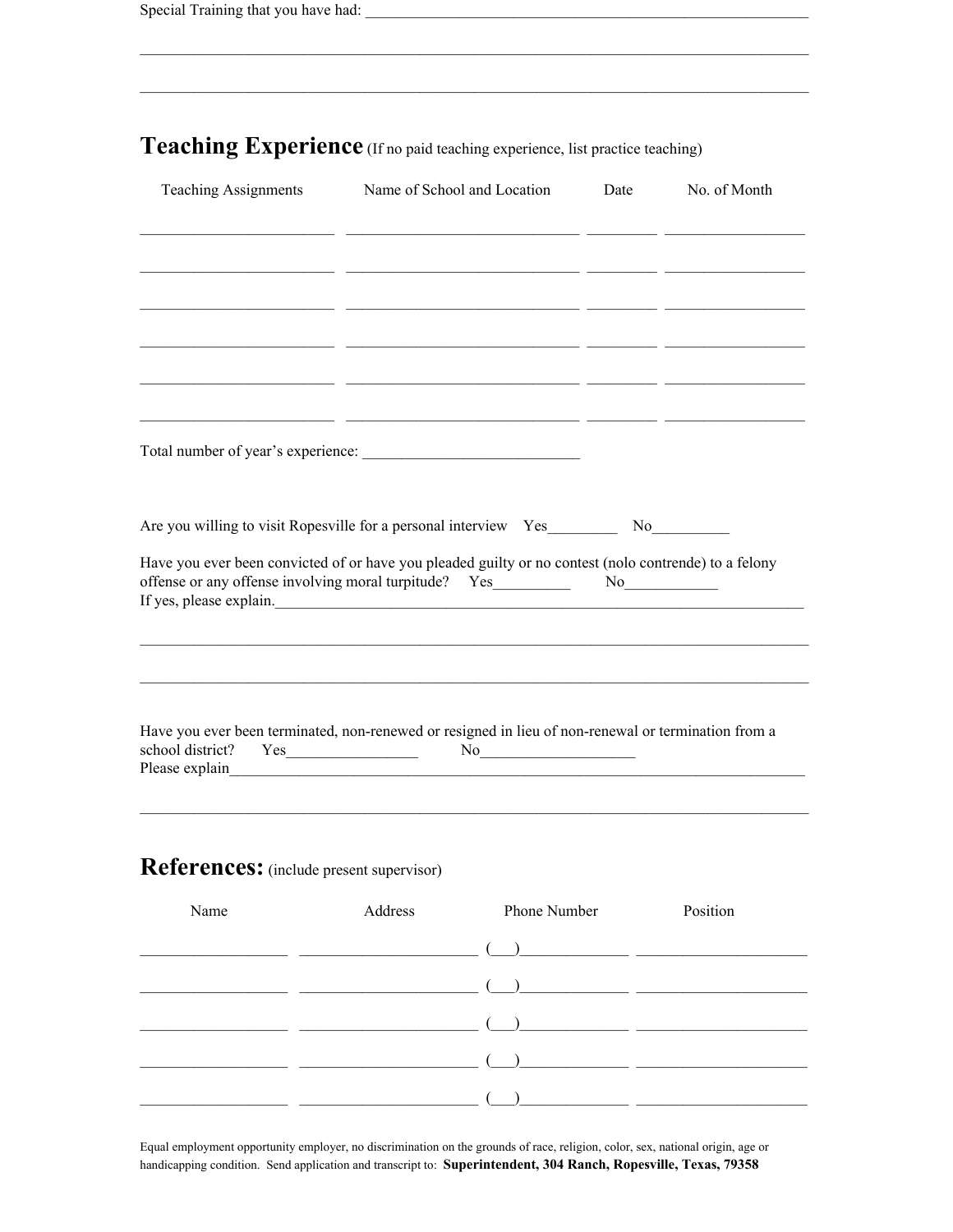Special Training that you have had: ____________________________________________________________

______________________________________________________________________________

______________________________________________________________________________

## Teaching Experience (If no paid teaching experience, list practice teaching)

| Teaching Assignments | Name of School and Location | Date | No. of Month |
| --- | --- | --- | --- |
| | | | |
| | | | |
| | | | |
| | | | |
| | | | |
| | | | |

Total number of year's experience: ___________________________

Are you willing to visit Ropesville for a personal interview Yes_________ No__________

Have you ever been convicted of or have you pleaded guilty or no contest (nolo contrende) to a felony offense or any offense involving moral turpitude? Yes__________ No____________
If yes, please explain.______________________________________________________________________

______________________________________________________________________________

______________________________________________________________________________

Have you ever been terminated, non-renewed or resigned in lieu of non-renewal or termination from a school district? Yes_________________ No____________________
Please explain_____________________________________________________________________________

______________________________________________________________________________

## References: (include present supervisor)

| Name | Address | Phone Number | Position |
| --- | --- | --- | --- |
| | | (___) | |
| | | (___) | |
| | | (___) | |
| | | (___) | |
| | | (___) | |

Equal employment opportunity employer, no discrimination on the grounds of race, religion, color, sex, national origin, age or handicapping condition. Send application and transcript to: **Superintendent, 304 Ranch, Ropesville, Texas, 79358**